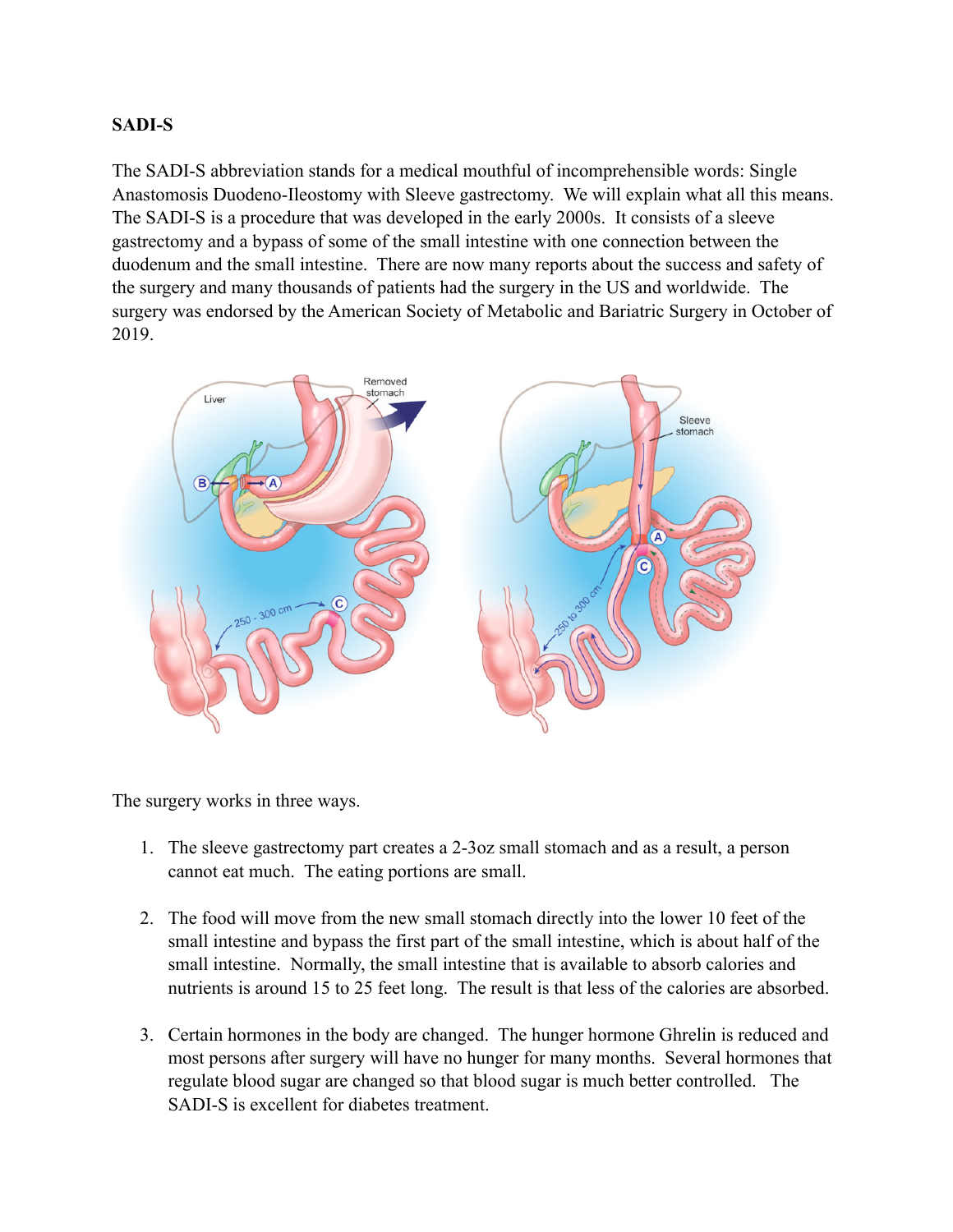**SADI-S**

The SADI-S abbreviation stands for a medical mouthful of incomprehensible words: Single Anastomosis Duodeno-Ileostomy with Sleeve gastrectomy. We will explain what all this means. The SADI-S is a procedure that was developed in the early 2000s. It consists of a sleeve gastrectomy and a bypass of some of the small intestine with one connection between the duodenum and the small intestine. There are now many reports about the success and safety of the surgery and many thousands of patients had the surgery in the US and worldwide. The surgery was endorsed by the American Society of Metabolic and Bariatric Surgery in October of 2019.

The surgery works in three ways.

1. The sleeve gastrectomy part creates a 2-3oz small stomach and as a result, a person cannot eat much. The eating portions are small.

2. The food will move from the new small stomach directly into the lower 10 feet of the small intestine and bypass the first part of the small intestine, which is about half of the small intestine. Normally, the small intestine that is available to absorb calories and nutrients is around 15 to 25 feet long. The result is that less of the calories are absorbed.

3. Certain hormones in the body are changed. The hunger hormone Ghrelin is reduced and most persons after surgery will have no hunger for many months. Several hormones that regulate blood sugar are changed so that blood sugar is much better controlled. The SADI-S is excellent for diabetes treatment.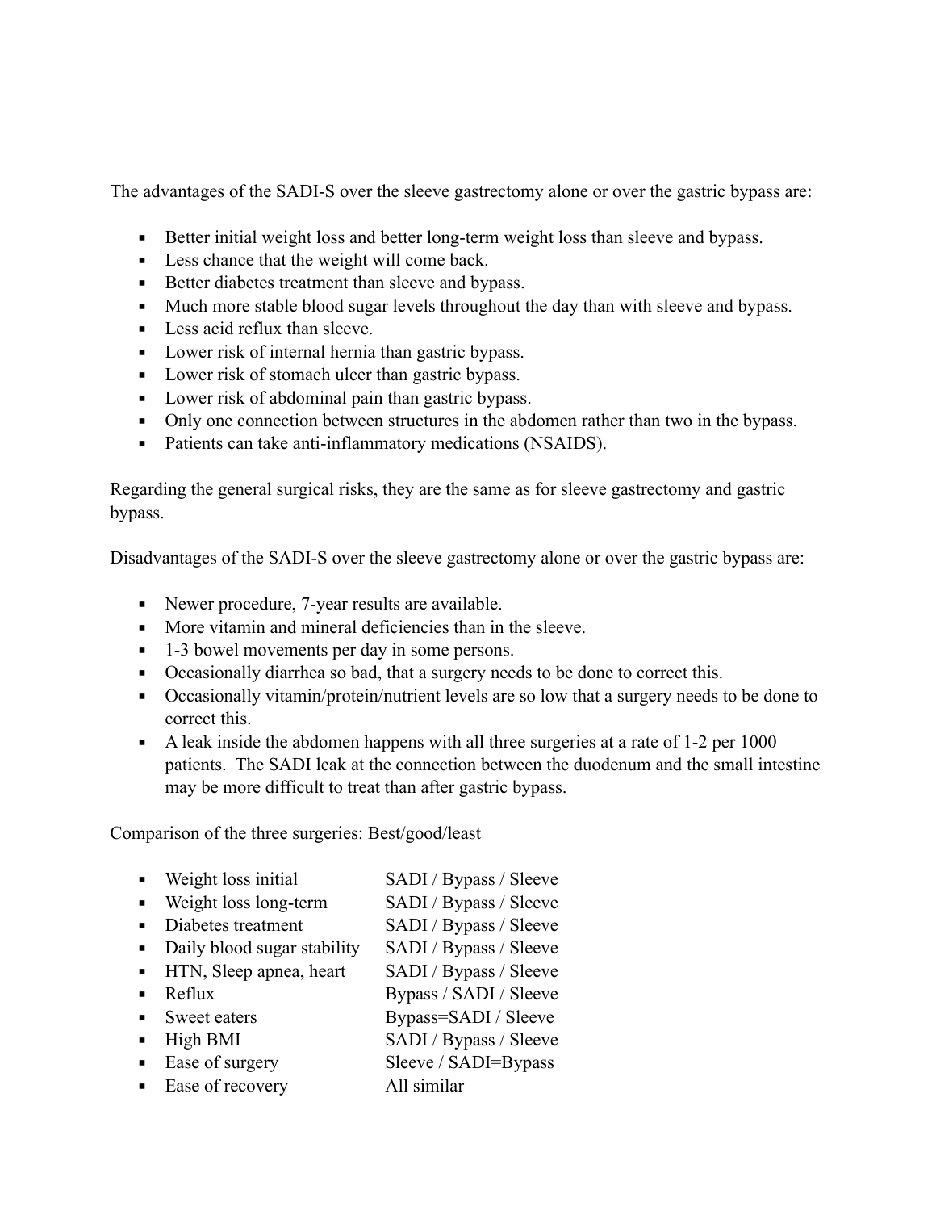The advantages of the SADI-S over the sleeve gastrectomy alone or over the gastric bypass are:

- Better initial weight loss and better long-term weight loss than sleeve and bypass.
- Less chance that the weight will come back.
- Better diabetes treatment than sleeve and bypass.
- Much more stable blood sugar levels throughout the day than with sleeve and bypass.
- Less acid reflux than sleeve.
- Lower risk of internal hernia than gastric bypass.
- Lower risk of stomach ulcer than gastric bypass.
- Lower risk of abdominal pain than gastric bypass.
- Only one connection between structures in the abdomen rather than two in the bypass.
- Patients can take anti-inflammatory medications (NSAIDS).

Regarding the general surgical risks, they are the same as for sleeve gastrectomy and gastric bypass.

Disadvantages of the SADI-S over the sleeve gastrectomy alone or over the gastric bypass are:

- Newer procedure, 7-year results are available.
- More vitamin and mineral deficiencies than in the sleeve.
- 1-3 bowel movements per day in some persons.
- Occasionally diarrhea so bad, that a surgery needs to be done to correct this.
- Occasionally vitamin/protein/nutrient levels are so low that a surgery needs to be done to correct this.
- A leak inside the abdomen happens with all three surgeries at a rate of 1-2 per 1000 patients. The SADI leak at the connection between the duodenum and the small intestine may be more difficult to treat than after gastric bypass.

Comparison of the three surgeries: Best/good/least

- Weight loss initial — SADI / Bypass / Sleeve
- Weight loss long-term — SADI / Bypass / Sleeve
- Diabetes treatment — SADI / Bypass / Sleeve
- Daily blood sugar stability — SADI / Bypass / Sleeve
- HTN, Sleep apnea, heart — SADI / Bypass / Sleeve
- Reflux — Bypass / SADI / Sleeve
- Sweet eaters — Bypass=SADI / Sleeve
- High BMI — SADI / Bypass / Sleeve
- Ease of surgery — Sleeve / SADI=Bypass
- Ease of recovery — All similar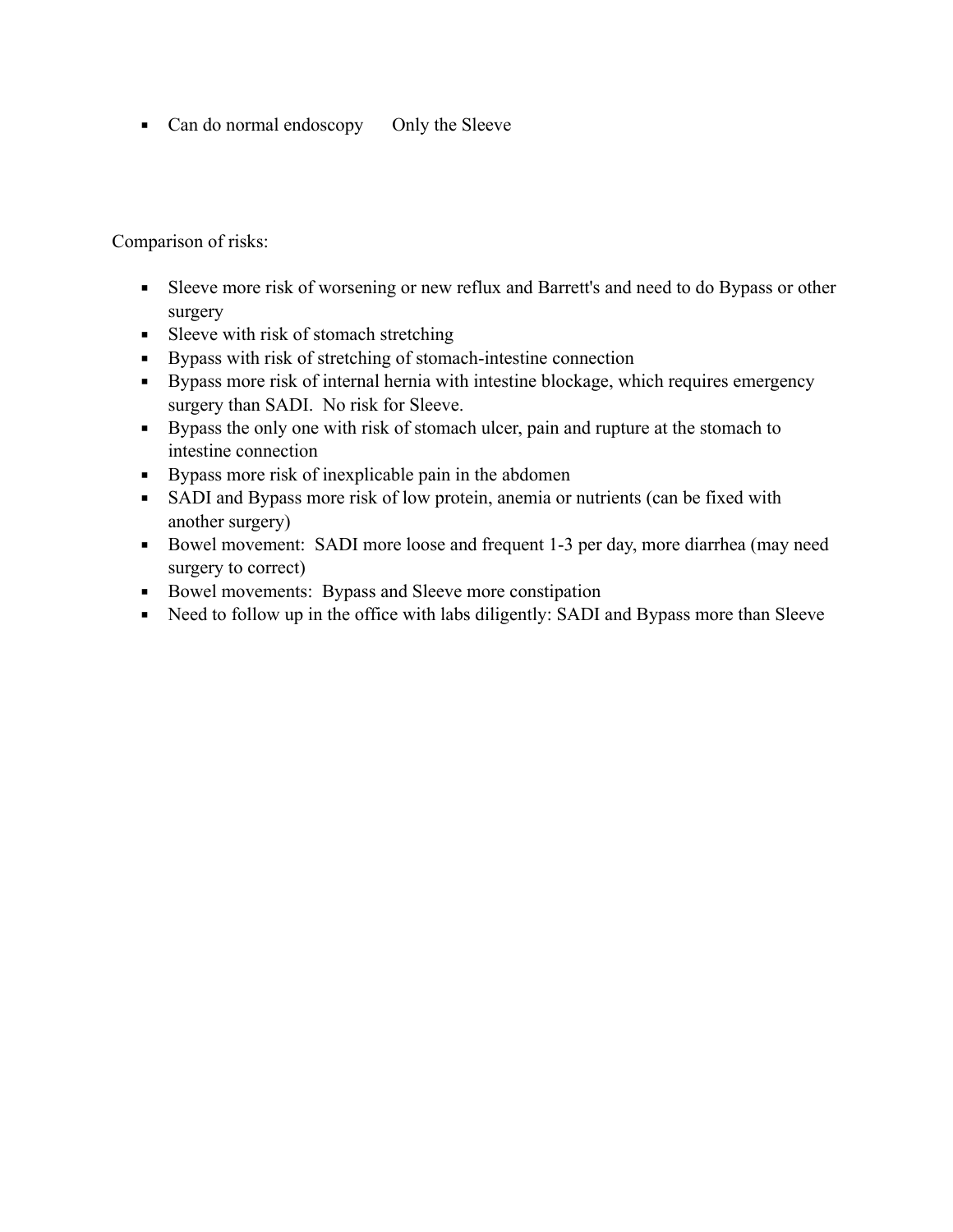- Can do normal endoscopy Only the Sleeve

Comparison of risks:

- Sleeve more risk of worsening or new reflux and Barrett's and need to do Bypass or other surgery
- Sleeve with risk of stomach stretching
- Bypass with risk of stretching of stomach-intestine connection
- Bypass more risk of internal hernia with intestine blockage, which requires emergency surgery than SADI. No risk for Sleeve.
- Bypass the only one with risk of stomach ulcer, pain and rupture at the stomach to intestine connection
- Bypass more risk of inexplicable pain in the abdomen
- SADI and Bypass more risk of low protein, anemia or nutrients (can be fixed with another surgery)
- Bowel movement: SADI more loose and frequent 1-3 per day, more diarrhea (may need surgery to correct)
- Bowel movements: Bypass and Sleeve more constipation
- Need to follow up in the office with labs diligently: SADI and Bypass more than Sleeve